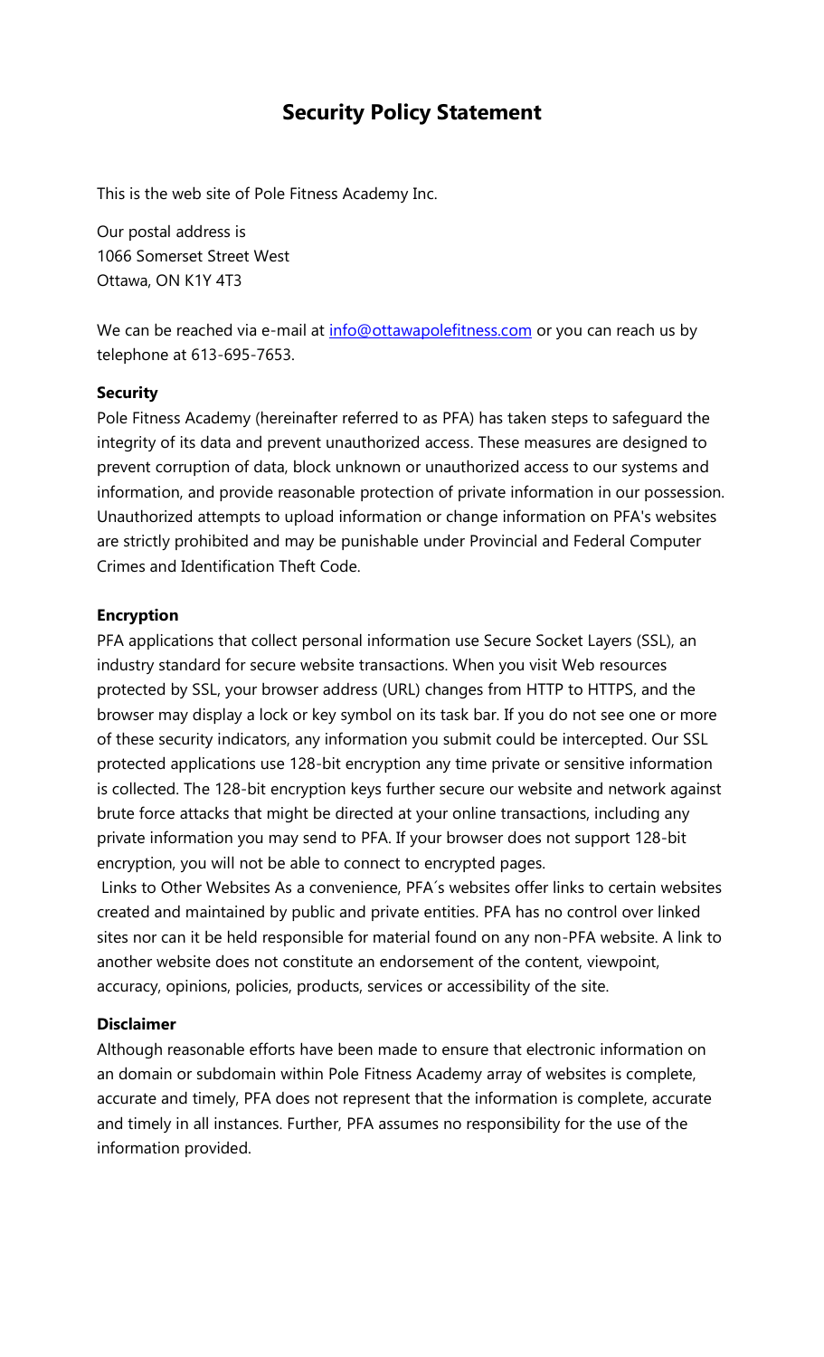# Security Policy Statement

This is the web site of Pole Fitness Academy Inc.

Our postal address is
1066 Somerset Street West
Ottawa, ON K1Y 4T3

We can be reached via e-mail at [info@ottawapolefitness.com](mailto:info@ottawapolefitness.com) or you can reach us by telephone at 613-695-7653.

**Security**

Pole Fitness Academy (hereinafter referred to as PFA) has taken steps to safeguard the integrity of its data and prevent unauthorized access. These measures are designed to prevent corruption of data, block unknown or unauthorized access to our systems and information, and provide reasonable protection of private information in our possession. Unauthorized attempts to upload information or change information on PFA's websites are strictly prohibited and may be punishable under Provincial and Federal Computer Crimes and Identification Theft Code.

**Encryption**

PFA applications that collect personal information use Secure Socket Layers (SSL), an industry standard for secure website transactions. When you visit Web resources protected by SSL, your browser address (URL) changes from HTTP to HTTPS, and the browser may display a lock or key symbol on its task bar. If you do not see one or more of these security indicators, any information you submit could be intercepted. Our SSL protected applications use 128-bit encryption any time private or sensitive information is collected. The 128-bit encryption keys further secure our website and network against brute force attacks that might be directed at your online transactions, including any private information you may send to PFA. If your browser does not support 128-bit encryption, you will not be able to connect to encrypted pages.

Links to Other Websites As a convenience, PFA´s websites offer links to certain websites created and maintained by public and private entities. PFA has no control over linked sites nor can it be held responsible for material found on any non-PFA website. A link to another website does not constitute an endorsement of the content, viewpoint, accuracy, opinions, policies, products, services or accessibility of the site.

**Disclaimer**

Although reasonable efforts have been made to ensure that electronic information on an domain or subdomain within Pole Fitness Academy array of websites is complete, accurate and timely, PFA does not represent that the information is complete, accurate and timely in all instances. Further, PFA assumes no responsibility for the use of the information provided.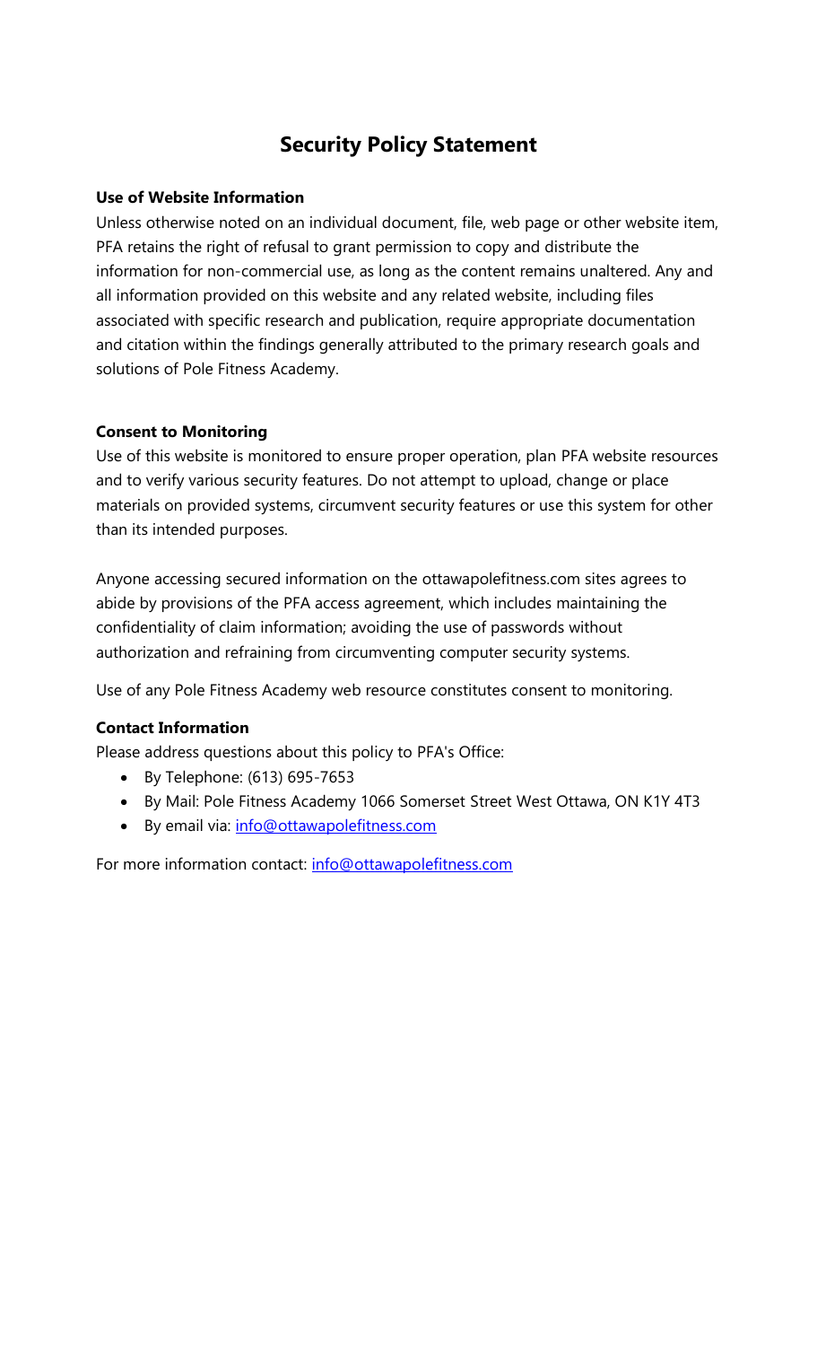# Security Policy Statement

**Use of Website Information**

Unless otherwise noted on an individual document, file, web page or other website item, PFA retains the right of refusal to grant permission to copy and distribute the information for non-commercial use, as long as the content remains unaltered. Any and all information provided on this website and any related website, including files associated with specific research and publication, require appropriate documentation and citation within the findings generally attributed to the primary research goals and solutions of Pole Fitness Academy.

**Consent to Monitoring**

Use of this website is monitored to ensure proper operation, plan PFA website resources and to verify various security features. Do not attempt to upload, change or place materials on provided systems, circumvent security features or use this system for other than its intended purposes.

Anyone accessing secured information on the ottawapolefitness.com sites agrees to abide by provisions of the PFA access agreement, which includes maintaining the confidentiality of claim information; avoiding the use of passwords without authorization and refraining from circumventing computer security systems.

Use of any Pole Fitness Academy web resource constitutes consent to monitoring.

**Contact Information**

Please address questions about this policy to PFA's Office:

- By Telephone: (613) 695-7653
- By Mail: Pole Fitness Academy 1066 Somerset Street West Ottawa, ON K1Y 4T3
- By email via: info@ottawapolefitness.com

For more information contact: info@ottawapolefitness.com